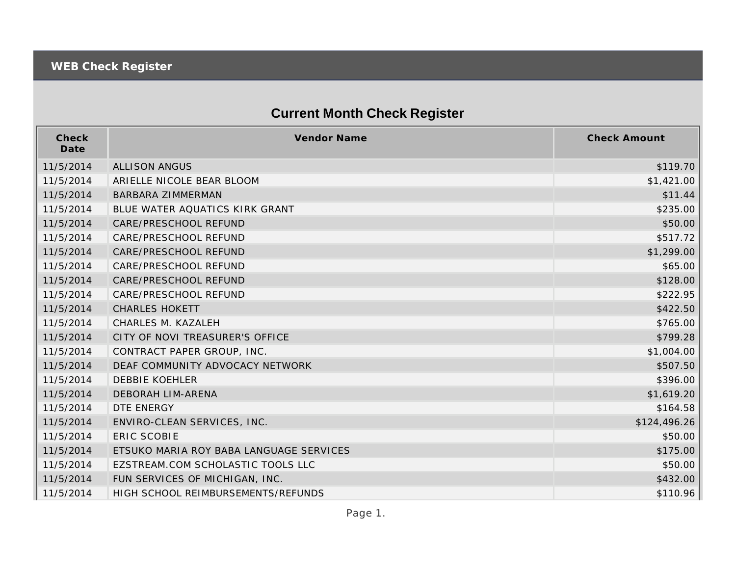WEB Check Register

## Current Month Check Register

| Check Date | Vendor Name | Check Amount |
|---|---|---|
| 11/5/2014 | ALLISON ANGUS | $119.70 |
| 11/5/2014 | ARIELLE NICOLE BEAR BLOOM | $1,421.00 |
| 11/5/2014 | BARBARA ZIMMERMAN | $11.44 |
| 11/5/2014 | BLUE WATER AQUATICS KIRK GRANT | $235.00 |
| 11/5/2014 | CARE/PRESCHOOL REFUND | $50.00 |
| 11/5/2014 | CARE/PRESCHOOL REFUND | $517.72 |
| 11/5/2014 | CARE/PRESCHOOL REFUND | $1,299.00 |
| 11/5/2014 | CARE/PRESCHOOL REFUND | $65.00 |
| 11/5/2014 | CARE/PRESCHOOL REFUND | $128.00 |
| 11/5/2014 | CARE/PRESCHOOL REFUND | $222.95 |
| 11/5/2014 | CHARLES HOKETT | $422.50 |
| 11/5/2014 | CHARLES M. KAZALEH | $765.00 |
| 11/5/2014 | CITY OF NOVI TREASURER'S OFFICE | $799.28 |
| 11/5/2014 | CONTRACT PAPER GROUP, INC. | $1,004.00 |
| 11/5/2014 | DEAF COMMUNITY ADVOCACY NETWORK | $507.50 |
| 11/5/2014 | DEBBIE KOEHLER | $396.00 |
| 11/5/2014 | DEBORAH LIM-ARENA | $1,619.20 |
| 11/5/2014 | DTE ENERGY | $164.58 |
| 11/5/2014 | ENVIRO-CLEAN SERVICES, INC. | $124,496.26 |
| 11/5/2014 | ERIC SCOBIE | $50.00 |
| 11/5/2014 | ETSUKO MARIA ROY BABA LANGUAGE SERVICES | $175.00 |
| 11/5/2014 | EZSTREAM.COM SCHOLASTIC TOOLS LLC | $50.00 |
| 11/5/2014 | FUN SERVICES OF MICHIGAN, INC. | $432.00 |
| 11/5/2014 | HIGH SCHOOL REIMBURSEMENTS/REFUNDS | $110.96 |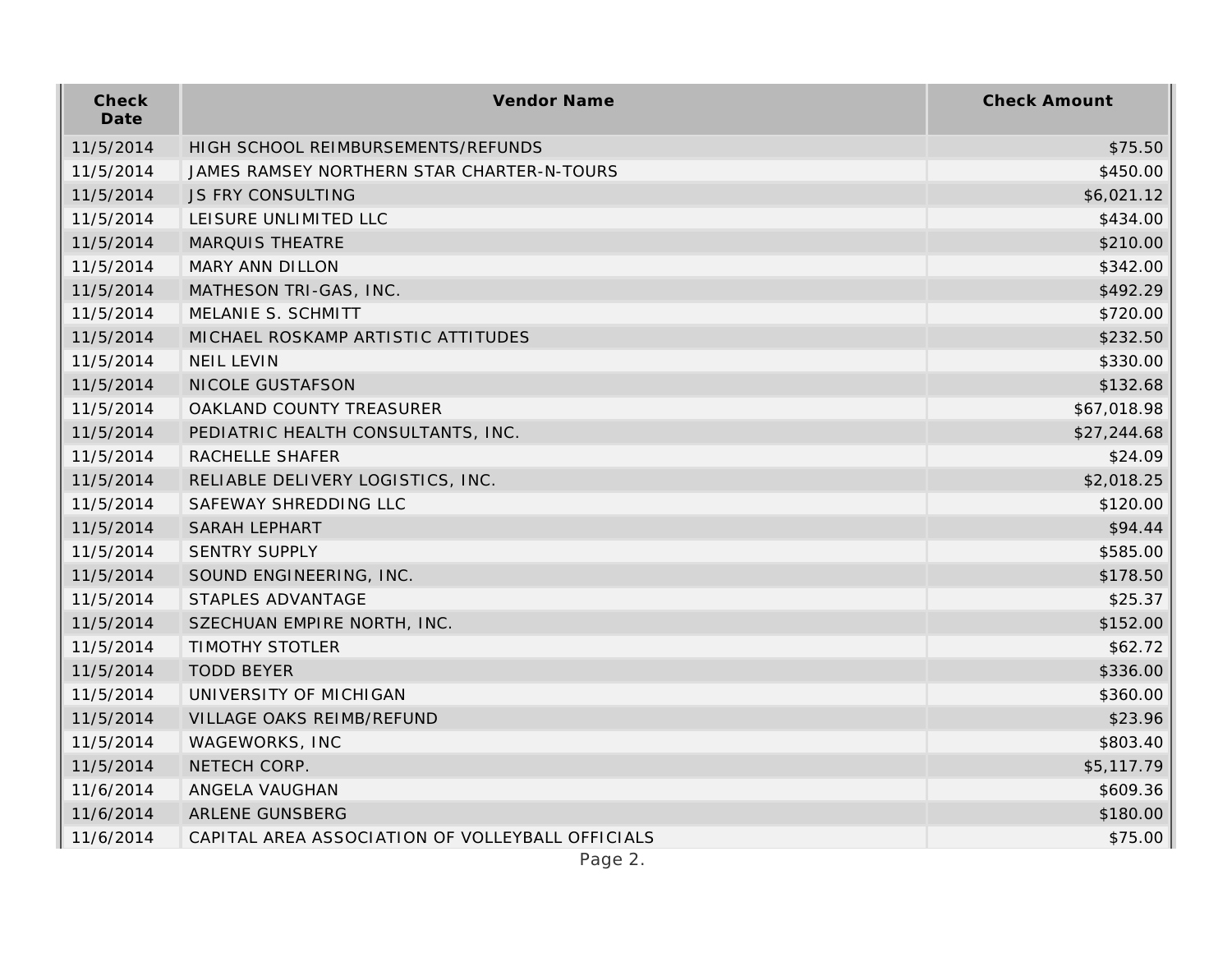| Check Date | Vendor Name | Check Amount |
|---|---|---|
| 11/5/2014 | HIGH SCHOOL REIMBURSEMENTS/REFUNDS | $75.50 |
| 11/5/2014 | JAMES RAMSEY NORTHERN STAR CHARTER-N-TOURS | $450.00 |
| 11/5/2014 | JS FRY CONSULTING | $6,021.12 |
| 11/5/2014 | LEISURE UNLIMITED LLC | $434.00 |
| 11/5/2014 | MARQUIS THEATRE | $210.00 |
| 11/5/2014 | MARY ANN DILLON | $342.00 |
| 11/5/2014 | MATHESON TRI-GAS, INC. | $492.29 |
| 11/5/2014 | MELANIE S. SCHMITT | $720.00 |
| 11/5/2014 | MICHAEL ROSKAMP ARTISTIC ATTITUDES | $232.50 |
| 11/5/2014 | NEIL LEVIN | $330.00 |
| 11/5/2014 | NICOLE GUSTAFSON | $132.68 |
| 11/5/2014 | OAKLAND COUNTY TREASURER | $67,018.98 |
| 11/5/2014 | PEDIATRIC HEALTH CONSULTANTS, INC. | $27,244.68 |
| 11/5/2014 | RACHELLE SHAFER | $24.09 |
| 11/5/2014 | RELIABLE DELIVERY LOGISTICS, INC. | $2,018.25 |
| 11/5/2014 | SAFEWAY SHREDDING LLC | $120.00 |
| 11/5/2014 | SARAH LEPHART | $94.44 |
| 11/5/2014 | SENTRY SUPPLY | $585.00 |
| 11/5/2014 | SOUND ENGINEERING, INC. | $178.50 |
| 11/5/2014 | STAPLES ADVANTAGE | $25.37 |
| 11/5/2014 | SZECHUAN EMPIRE NORTH, INC. | $152.00 |
| 11/5/2014 | TIMOTHY STOTLER | $62.72 |
| 11/5/2014 | TODD BEYER | $336.00 |
| 11/5/2014 | UNIVERSITY OF MICHIGAN | $360.00 |
| 11/5/2014 | VILLAGE OAKS REIMB/REFUND | $23.96 |
| 11/5/2014 | WAGEWORKS, INC | $803.40 |
| 11/5/2014 | NETECH CORP. | $5,117.79 |
| 11/6/2014 | ANGELA VAUGHAN | $609.36 |
| 11/6/2014 | ARLENE GUNSBERG | $180.00 |
| 11/6/2014 | CAPITAL AREA ASSOCIATION OF VOLLEYBALL OFFICIALS | $75.00 |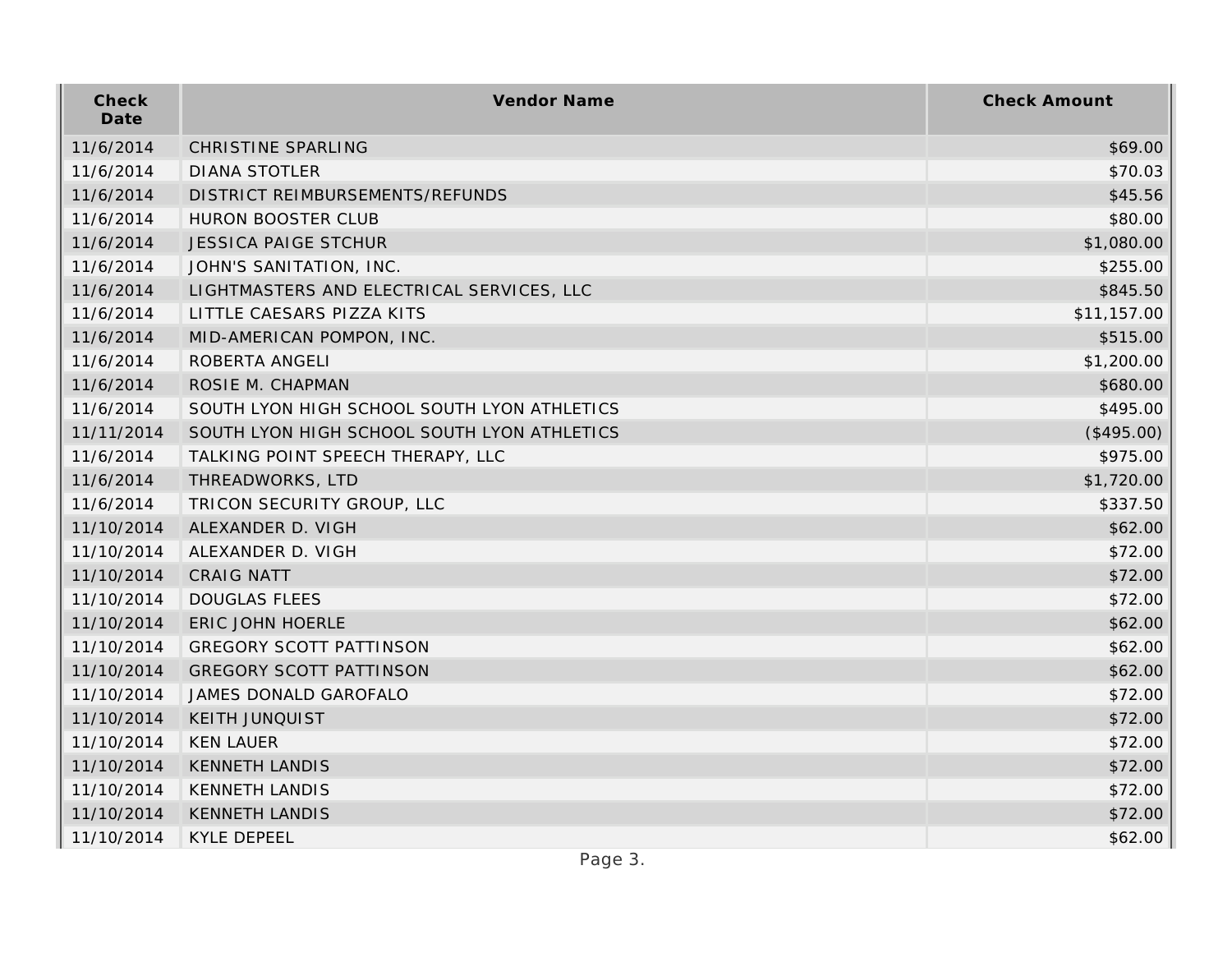| Check Date | Vendor Name | Check Amount |
|---|---|---|
| 11/6/2014 | CHRISTINE SPARLING | $69.00 |
| 11/6/2014 | DIANA STOTLER | $70.03 |
| 11/6/2014 | DISTRICT REIMBURSEMENTS/REFUNDS | $45.56 |
| 11/6/2014 | HURON BOOSTER CLUB | $80.00 |
| 11/6/2014 | JESSICA PAIGE STCHUR | $1,080.00 |
| 11/6/2014 | JOHN'S SANITATION, INC. | $255.00 |
| 11/6/2014 | LIGHTMASTERS AND ELECTRICAL SERVICES, LLC | $845.50 |
| 11/6/2014 | LITTLE CAESARS PIZZA KITS | $11,157.00 |
| 11/6/2014 | MID-AMERICAN POMPON, INC. | $515.00 |
| 11/6/2014 | ROBERTA ANGELI | $1,200.00 |
| 11/6/2014 | ROSIE M. CHAPMAN | $680.00 |
| 11/6/2014 | SOUTH LYON HIGH SCHOOL SOUTH LYON ATHLETICS | $495.00 |
| 11/11/2014 | SOUTH LYON HIGH SCHOOL SOUTH LYON ATHLETICS | ($495.00) |
| 11/6/2014 | TALKING POINT SPEECH THERAPY, LLC | $975.00 |
| 11/6/2014 | THREADWORKS, LTD | $1,720.00 |
| 11/6/2014 | TRICON SECURITY GROUP, LLC | $337.50 |
| 11/10/2014 | ALEXANDER D. VIGH | $62.00 |
| 11/10/2014 | ALEXANDER D. VIGH | $72.00 |
| 11/10/2014 | CRAIG NATT | $72.00 |
| 11/10/2014 | DOUGLAS FLEES | $72.00 |
| 11/10/2014 | ERIC JOHN HOERLE | $62.00 |
| 11/10/2014 | GREGORY SCOTT PATTINSON | $62.00 |
| 11/10/2014 | GREGORY SCOTT PATTINSON | $62.00 |
| 11/10/2014 | JAMES DONALD GAROFALO | $72.00 |
| 11/10/2014 | KEITH JUNQUIST | $72.00 |
| 11/10/2014 | KEN LAUER | $72.00 |
| 11/10/2014 | KENNETH LANDIS | $72.00 |
| 11/10/2014 | KENNETH LANDIS | $72.00 |
| 11/10/2014 | KENNETH LANDIS | $72.00 |
| 11/10/2014 | KYLE DEPEEL | $62.00 |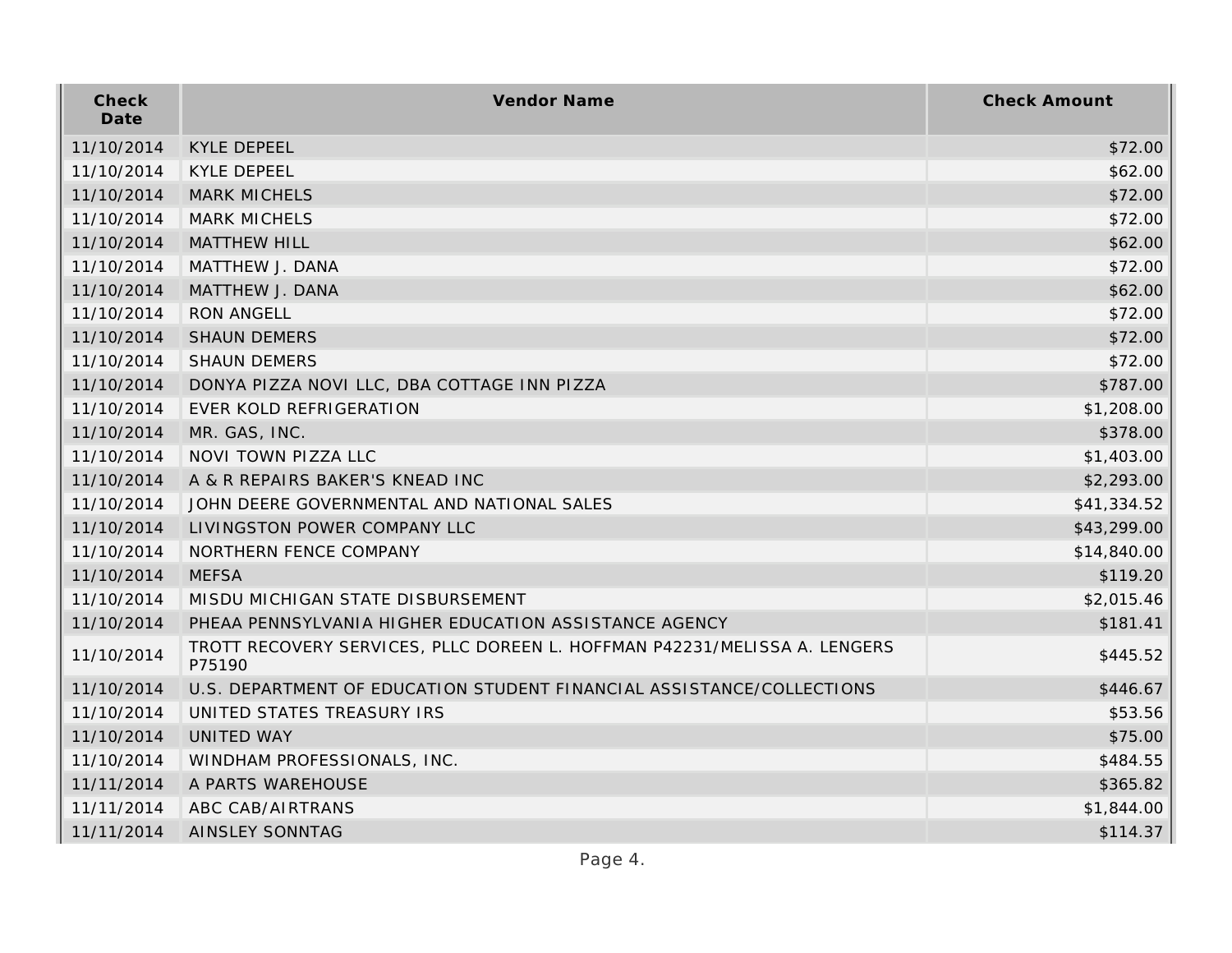| Check Date | Vendor Name | Check Amount |
| --- | --- | --- |
| 11/10/2014 | KYLE DEPEEL | $72.00 |
| 11/10/2014 | KYLE DEPEEL | $62.00 |
| 11/10/2014 | MARK MICHELS | $72.00 |
| 11/10/2014 | MARK MICHELS | $72.00 |
| 11/10/2014 | MATTHEW HILL | $62.00 |
| 11/10/2014 | MATTHEW J. DANA | $72.00 |
| 11/10/2014 | MATTHEW J. DANA | $62.00 |
| 11/10/2014 | RON ANGELL | $72.00 |
| 11/10/2014 | SHAUN DEMERS | $72.00 |
| 11/10/2014 | SHAUN DEMERS | $72.00 |
| 11/10/2014 | DONYA PIZZA NOVI LLC, DBA COTTAGE INN PIZZA | $787.00 |
| 11/10/2014 | EVER KOLD REFRIGERATION | $1,208.00 |
| 11/10/2014 | MR. GAS, INC. | $378.00 |
| 11/10/2014 | NOVI TOWN PIZZA LLC | $1,403.00 |
| 11/10/2014 | A & R REPAIRS BAKER'S KNEAD INC | $2,293.00 |
| 11/10/2014 | JOHN DEERE GOVERNMENTAL AND NATIONAL SALES | $41,334.52 |
| 11/10/2014 | LIVINGSTON POWER COMPANY LLC | $43,299.00 |
| 11/10/2014 | NORTHERN FENCE COMPANY | $14,840.00 |
| 11/10/2014 | MEFSA | $119.20 |
| 11/10/2014 | MISDU MICHIGAN STATE DISBURSEMENT | $2,015.46 |
| 11/10/2014 | PHEAA PENNSYLVANIA HIGHER EDUCATION ASSISTANCE AGENCY | $181.41 |
| 11/10/2014 | TROTT RECOVERY SERVICES, PLLC DOREEN L. HOFFMAN P42231/MELISSA A. LENGERS P75190 | $445.52 |
| 11/10/2014 | U.S. DEPARTMENT OF EDUCATION STUDENT FINANCIAL ASSISTANCE/COLLECTIONS | $446.67 |
| 11/10/2014 | UNITED STATES TREASURY IRS | $53.56 |
| 11/10/2014 | UNITED WAY | $75.00 |
| 11/10/2014 | WINDHAM PROFESSIONALS, INC. | $484.55 |
| 11/11/2014 | A PARTS WAREHOUSE | $365.82 |
| 11/11/2014 | ABC CAB/AIRTRANS | $1,844.00 |
| 11/11/2014 | AINSLEY SONNTAG | $114.37 |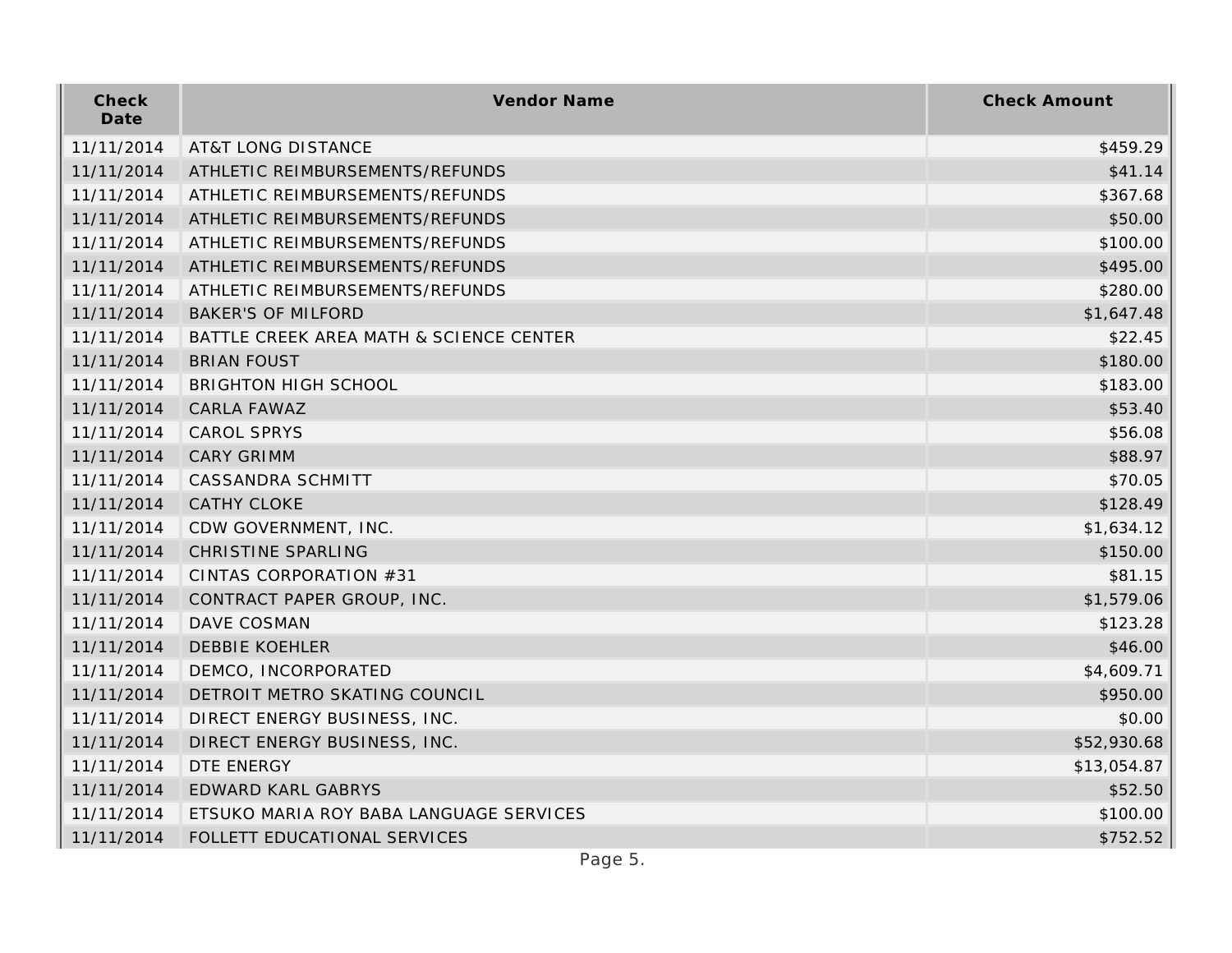| Check Date | Vendor Name | Check Amount |
| --- | --- | --- |
| 11/11/2014 | AT&T LONG DISTANCE | $459.29 |
| 11/11/2014 | ATHLETIC REIMBURSEMENTS/REFUNDS | $41.14 |
| 11/11/2014 | ATHLETIC REIMBURSEMENTS/REFUNDS | $367.68 |
| 11/11/2014 | ATHLETIC REIMBURSEMENTS/REFUNDS | $50.00 |
| 11/11/2014 | ATHLETIC REIMBURSEMENTS/REFUNDS | $100.00 |
| 11/11/2014 | ATHLETIC REIMBURSEMENTS/REFUNDS | $495.00 |
| 11/11/2014 | ATHLETIC REIMBURSEMENTS/REFUNDS | $280.00 |
| 11/11/2014 | BAKER'S OF MILFORD | $1,647.48 |
| 11/11/2014 | BATTLE CREEK AREA MATH & SCIENCE CENTER | $22.45 |
| 11/11/2014 | BRIAN FOUST | $180.00 |
| 11/11/2014 | BRIGHTON HIGH SCHOOL | $183.00 |
| 11/11/2014 | CARLA FAWAZ | $53.40 |
| 11/11/2014 | CAROL SPRYS | $56.08 |
| 11/11/2014 | CARY GRIMM | $88.97 |
| 11/11/2014 | CASSANDRA SCHMITT | $70.05 |
| 11/11/2014 | CATHY CLOKE | $128.49 |
| 11/11/2014 | CDW GOVERNMENT, INC. | $1,634.12 |
| 11/11/2014 | CHRISTINE SPARLING | $150.00 |
| 11/11/2014 | CINTAS CORPORATION #31 | $81.15 |
| 11/11/2014 | CONTRACT PAPER GROUP, INC. | $1,579.06 |
| 11/11/2014 | DAVE COSMAN | $123.28 |
| 11/11/2014 | DEBBIE KOEHLER | $46.00 |
| 11/11/2014 | DEMCO, INCORPORATED | $4,609.71 |
| 11/11/2014 | DETROIT METRO SKATING COUNCIL | $950.00 |
| 11/11/2014 | DIRECT ENERGY BUSINESS, INC. | $0.00 |
| 11/11/2014 | DIRECT ENERGY BUSINESS, INC. | $52,930.68 |
| 11/11/2014 | DTE ENERGY | $13,054.87 |
| 11/11/2014 | EDWARD KARL GABRYS | $52.50 |
| 11/11/2014 | ETSUKO MARIA ROY BABA LANGUAGE SERVICES | $100.00 |
| 11/11/2014 | FOLLETT EDUCATIONAL SERVICES | $752.52 |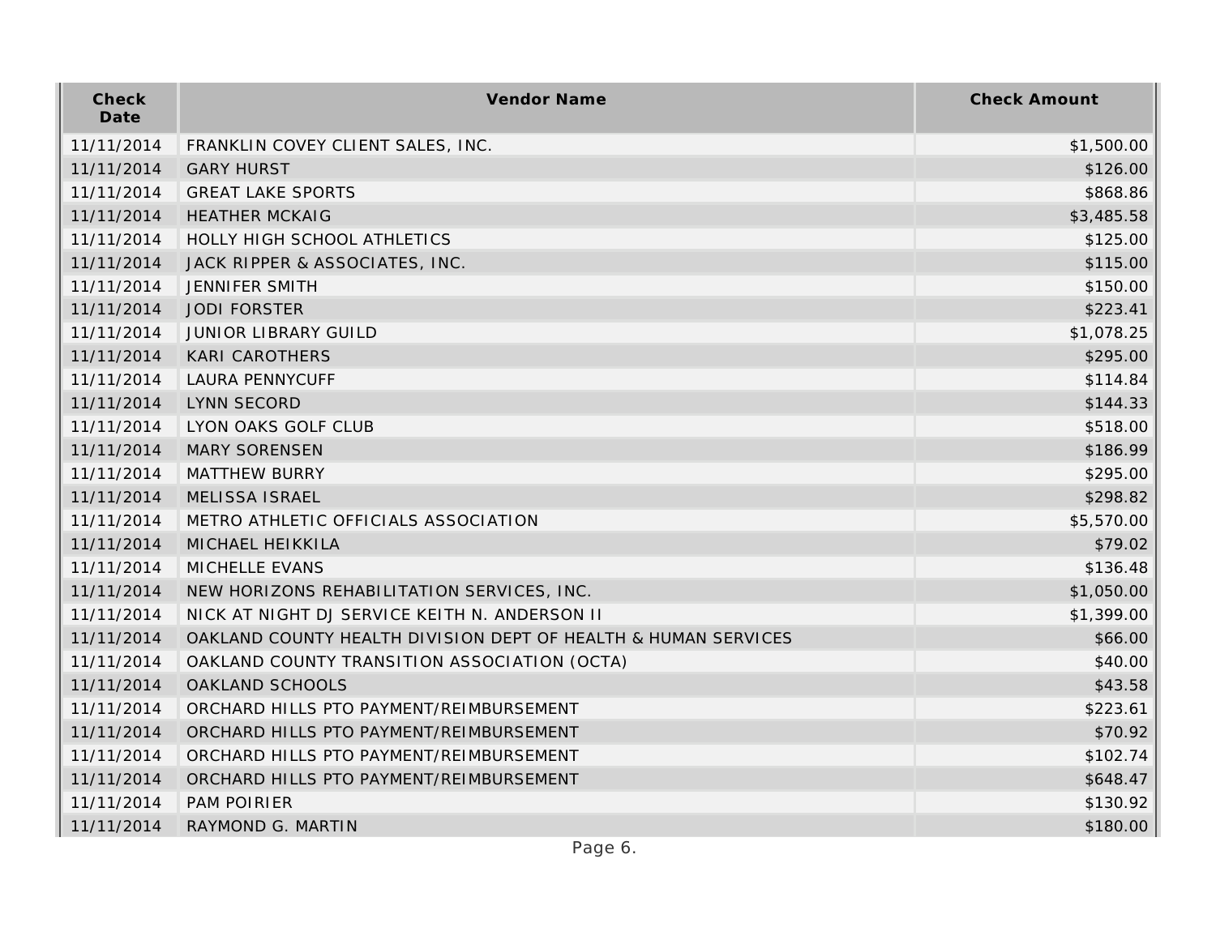| Check Date | Vendor Name | Check Amount |
| --- | --- | --- |
| 11/11/2014 | FRANKLIN COVEY CLIENT SALES, INC. | $1,500.00 |
| 11/11/2014 | GARY HURST | $126.00 |
| 11/11/2014 | GREAT LAKE SPORTS | $868.86 |
| 11/11/2014 | HEATHER MCKAIG | $3,485.58 |
| 11/11/2014 | HOLLY HIGH SCHOOL ATHLETICS | $125.00 |
| 11/11/2014 | JACK RIPPER & ASSOCIATES, INC. | $115.00 |
| 11/11/2014 | JENNIFER SMITH | $150.00 |
| 11/11/2014 | JODI FORSTER | $223.41 |
| 11/11/2014 | JUNIOR LIBRARY GUILD | $1,078.25 |
| 11/11/2014 | KARI CAROTHERS | $295.00 |
| 11/11/2014 | LAURA PENNYCUFF | $114.84 |
| 11/11/2014 | LYNN SECORD | $144.33 |
| 11/11/2014 | LYON OAKS GOLF CLUB | $518.00 |
| 11/11/2014 | MARY SORENSEN | $186.99 |
| 11/11/2014 | MATTHEW BURRY | $295.00 |
| 11/11/2014 | MELISSA ISRAEL | $298.82 |
| 11/11/2014 | METRO ATHLETIC OFFICIALS ASSOCIATION | $5,570.00 |
| 11/11/2014 | MICHAEL HEIKKILA | $79.02 |
| 11/11/2014 | MICHELLE EVANS | $136.48 |
| 11/11/2014 | NEW HORIZONS REHABILITATION SERVICES, INC. | $1,050.00 |
| 11/11/2014 | NICK AT NIGHT DJ SERVICE KEITH N. ANDERSON II | $1,399.00 |
| 11/11/2014 | OAKLAND COUNTY HEALTH DIVISION DEPT OF HEALTH & HUMAN SERVICES | $66.00 |
| 11/11/2014 | OAKLAND COUNTY TRANSITION ASSOCIATION (OCTA) | $40.00 |
| 11/11/2014 | OAKLAND SCHOOLS | $43.58 |
| 11/11/2014 | ORCHARD HILLS PTO PAYMENT/REIMBURSEMENT | $223.61 |
| 11/11/2014 | ORCHARD HILLS PTO PAYMENT/REIMBURSEMENT | $70.92 |
| 11/11/2014 | ORCHARD HILLS PTO PAYMENT/REIMBURSEMENT | $102.74 |
| 11/11/2014 | ORCHARD HILLS PTO PAYMENT/REIMBURSEMENT | $648.47 |
| 11/11/2014 | PAM POIRIER | $130.92 |
| 11/11/2014 | RAYMOND G. MARTIN | $180.00 |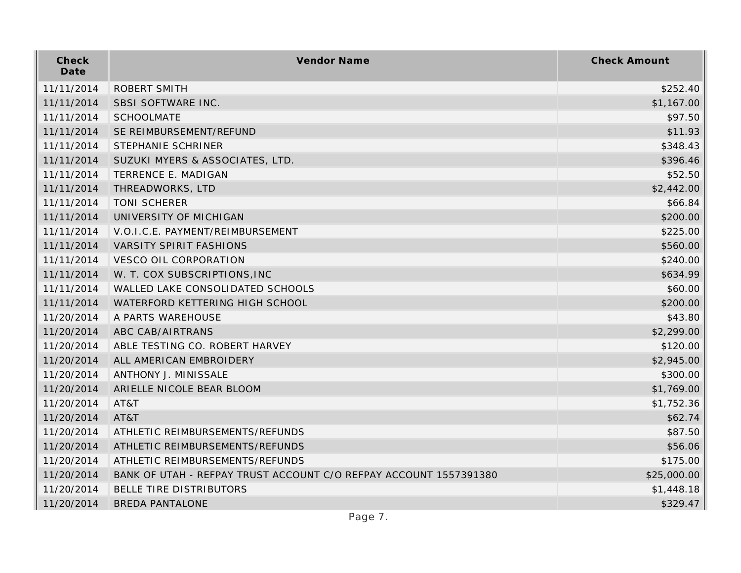| Check Date | Vendor Name | Check Amount |
| --- | --- | --- |
| 11/11/2014 | ROBERT SMITH | $252.40 |
| 11/11/2014 | SBSI SOFTWARE INC. | $1,167.00 |
| 11/11/2014 | SCHOOLMATE | $97.50 |
| 11/11/2014 | SE REIMBURSEMENT/REFUND | $11.93 |
| 11/11/2014 | STEPHANIE SCHRINER | $348.43 |
| 11/11/2014 | SUZUKI MYERS & ASSOCIATES, LTD. | $396.46 |
| 11/11/2014 | TERRENCE E. MADIGAN | $52.50 |
| 11/11/2014 | THREADWORKS, LTD | $2,442.00 |
| 11/11/2014 | TONI SCHERER | $66.84 |
| 11/11/2014 | UNIVERSITY OF MICHIGAN | $200.00 |
| 11/11/2014 | V.O.I.C.E. PAYMENT/REIMBURSEMENT | $225.00 |
| 11/11/2014 | VARSITY SPIRIT FASHIONS | $560.00 |
| 11/11/2014 | VESCO OIL CORPORATION | $240.00 |
| 11/11/2014 | W. T. COX SUBSCRIPTIONS,INC | $634.99 |
| 11/11/2014 | WALLED LAKE CONSOLIDATED SCHOOLS | $60.00 |
| 11/11/2014 | WATERFORD KETTERING HIGH SCHOOL | $200.00 |
| 11/20/2014 | A PARTS WAREHOUSE | $43.80 |
| 11/20/2014 | ABC CAB/AIRTRANS | $2,299.00 |
| 11/20/2014 | ABLE TESTING CO. ROBERT HARVEY | $120.00 |
| 11/20/2014 | ALL AMERICAN EMBROIDERY | $2,945.00 |
| 11/20/2014 | ANTHONY J. MINISSALE | $300.00 |
| 11/20/2014 | ARIELLE NICOLE BEAR BLOOM | $1,769.00 |
| 11/20/2014 | AT&T | $1,752.36 |
| 11/20/2014 | AT&T | $62.74 |
| 11/20/2014 | ATHLETIC REIMBURSEMENTS/REFUNDS | $87.50 |
| 11/20/2014 | ATHLETIC REIMBURSEMENTS/REFUNDS | $56.06 |
| 11/20/2014 | ATHLETIC REIMBURSEMENTS/REFUNDS | $175.00 |
| 11/20/2014 | BANK OF UTAH - REFPAY TRUST ACCOUNT C/O REFPAY ACCOUNT 1557391380 | $25,000.00 |
| 11/20/2014 | BELLE TIRE DISTRIBUTORS | $1,448.18 |
| 11/20/2014 | BREDA PANTALONE | $329.47 |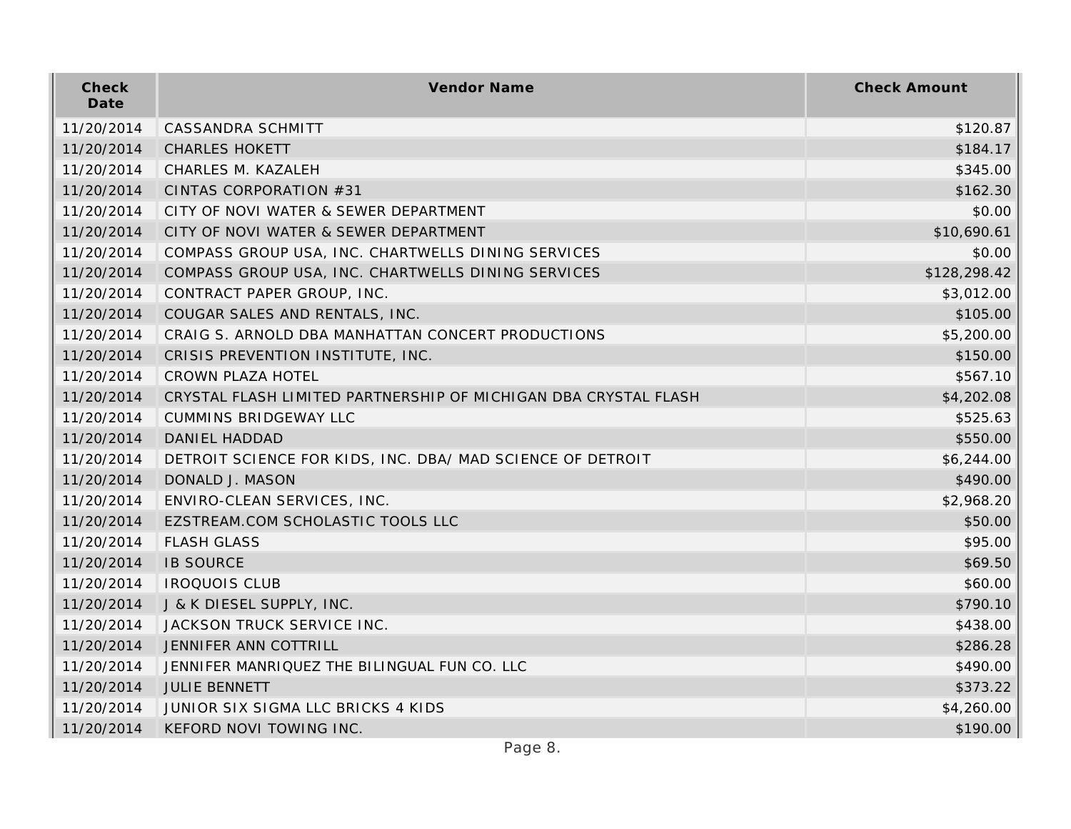| Check Date | Vendor Name | Check Amount |
|---|---|---|
| 11/20/2014 | CASSANDRA SCHMITT | $120.87 |
| 11/20/2014 | CHARLES HOKETT | $184.17 |
| 11/20/2014 | CHARLES M. KAZALEH | $345.00 |
| 11/20/2014 | CINTAS CORPORATION #31 | $162.30 |
| 11/20/2014 | CITY OF NOVI WATER & SEWER DEPARTMENT | $0.00 |
| 11/20/2014 | CITY OF NOVI WATER & SEWER DEPARTMENT | $10,690.61 |
| 11/20/2014 | COMPASS GROUP USA, INC. CHARTWELLS DINING SERVICES | $0.00 |
| 11/20/2014 | COMPASS GROUP USA, INC. CHARTWELLS DINING SERVICES | $128,298.42 |
| 11/20/2014 | CONTRACT PAPER GROUP, INC. | $3,012.00 |
| 11/20/2014 | COUGAR SALES AND RENTALS, INC. | $105.00 |
| 11/20/2014 | CRAIG S. ARNOLD DBA MANHATTAN CONCERT PRODUCTIONS | $5,200.00 |
| 11/20/2014 | CRISIS PREVENTION INSTITUTE, INC. | $150.00 |
| 11/20/2014 | CROWN PLAZA HOTEL | $567.10 |
| 11/20/2014 | CRYSTAL FLASH LIMITED PARTNERSHIP OF MICHIGAN DBA CRYSTAL FLASH | $4,202.08 |
| 11/20/2014 | CUMMINS BRIDGEWAY LLC | $525.63 |
| 11/20/2014 | DANIEL HADDAD | $550.00 |
| 11/20/2014 | DETROIT SCIENCE FOR KIDS, INC. DBA/ MAD SCIENCE OF DETROIT | $6,244.00 |
| 11/20/2014 | DONALD J. MASON | $490.00 |
| 11/20/2014 | ENVIRO-CLEAN SERVICES, INC. | $2,968.20 |
| 11/20/2014 | EZSTREAM.COM SCHOLASTIC TOOLS LLC | $50.00 |
| 11/20/2014 | FLASH GLASS | $95.00 |
| 11/20/2014 | IB SOURCE | $69.50 |
| 11/20/2014 | IROQUOIS CLUB | $60.00 |
| 11/20/2014 | J & K DIESEL SUPPLY, INC. | $790.10 |
| 11/20/2014 | JACKSON TRUCK SERVICE INC. | $438.00 |
| 11/20/2014 | JENNIFER ANN COTTRILL | $286.28 |
| 11/20/2014 | JENNIFER MANRIQUEZ THE BILINGUAL FUN CO. LLC | $490.00 |
| 11/20/2014 | JULIE BENNETT | $373.22 |
| 11/20/2014 | JUNIOR SIX SIGMA LLC BRICKS 4 KIDS | $4,260.00 |
| 11/20/2014 | KEFORD NOVI TOWING INC. | $190.00 |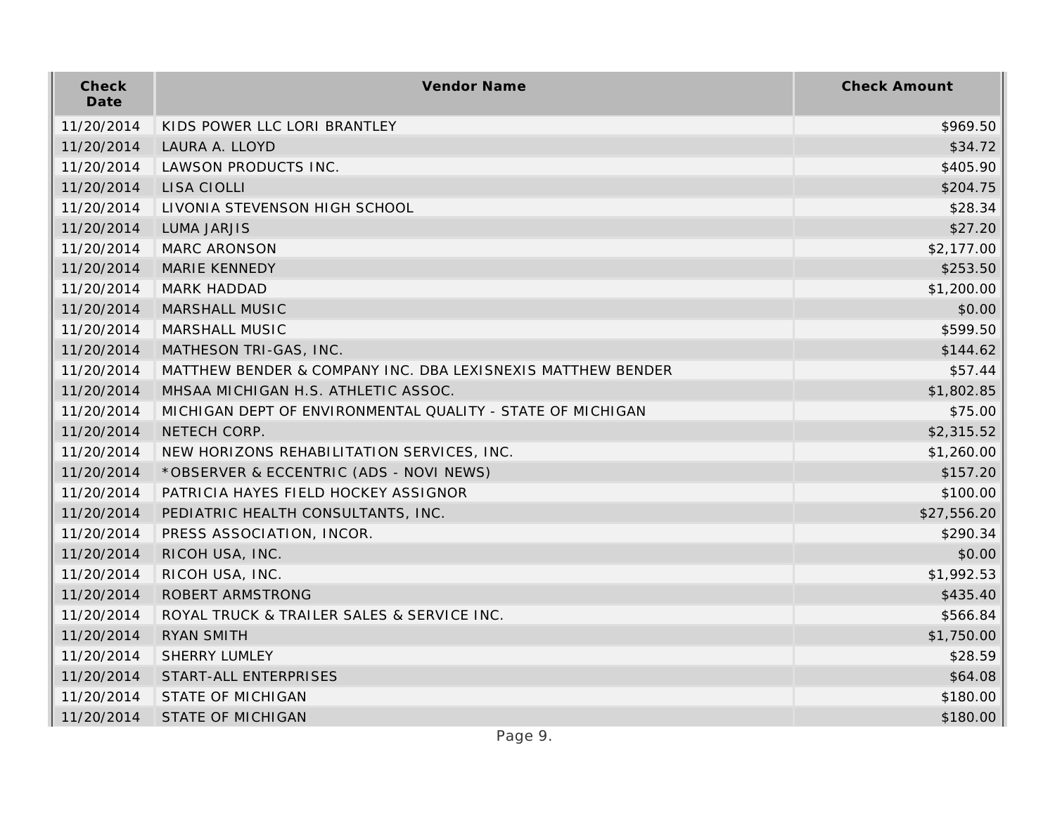| Check Date | Vendor Name | Check Amount |
|---|---|---|
| 11/20/2014 | KIDS POWER LLC LORI BRANTLEY | $969.50 |
| 11/20/2014 | LAURA A. LLOYD | $34.72 |
| 11/20/2014 | LAWSON PRODUCTS INC. | $405.90 |
| 11/20/2014 | LISA CIOLLI | $204.75 |
| 11/20/2014 | LIVONIA STEVENSON HIGH SCHOOL | $28.34 |
| 11/20/2014 | LUMA JARJIS | $27.20 |
| 11/20/2014 | MARC ARONSON | $2,177.00 |
| 11/20/2014 | MARIE KENNEDY | $253.50 |
| 11/20/2014 | MARK HADDAD | $1,200.00 |
| 11/20/2014 | MARSHALL MUSIC | $0.00 |
| 11/20/2014 | MARSHALL MUSIC | $599.50 |
| 11/20/2014 | MATHESON TRI-GAS, INC. | $144.62 |
| 11/20/2014 | MATTHEW BENDER & COMPANY INC. DBA LEXISNEXIS MATTHEW BENDER | $57.44 |
| 11/20/2014 | MHSAA MICHIGAN H.S. ATHLETIC ASSOC. | $1,802.85 |
| 11/20/2014 | MICHIGAN DEPT OF ENVIRONMENTAL QUALITY - STATE OF MICHIGAN | $75.00 |
| 11/20/2014 | NETECH CORP. | $2,315.52 |
| 11/20/2014 | NEW HORIZONS REHABILITATION SERVICES, INC. | $1,260.00 |
| 11/20/2014 | *OBSERVER & ECCENTRIC (ADS - NOVI NEWS) | $157.20 |
| 11/20/2014 | PATRICIA HAYES FIELD HOCKEY ASSIGNOR | $100.00 |
| 11/20/2014 | PEDIATRIC HEALTH CONSULTANTS, INC. | $27,556.20 |
| 11/20/2014 | PRESS ASSOCIATION, INCOR. | $290.34 |
| 11/20/2014 | RICOH USA, INC. | $0.00 |
| 11/20/2014 | RICOH USA, INC. | $1,992.53 |
| 11/20/2014 | ROBERT ARMSTRONG | $435.40 |
| 11/20/2014 | ROYAL TRUCK & TRAILER SALES & SERVICE INC. | $566.84 |
| 11/20/2014 | RYAN SMITH | $1,750.00 |
| 11/20/2014 | SHERRY LUMLEY | $28.59 |
| 11/20/2014 | START-ALL ENTERPRISES | $64.08 |
| 11/20/2014 | STATE OF MICHIGAN | $180.00 |
| 11/20/2014 | STATE OF MICHIGAN | $180.00 |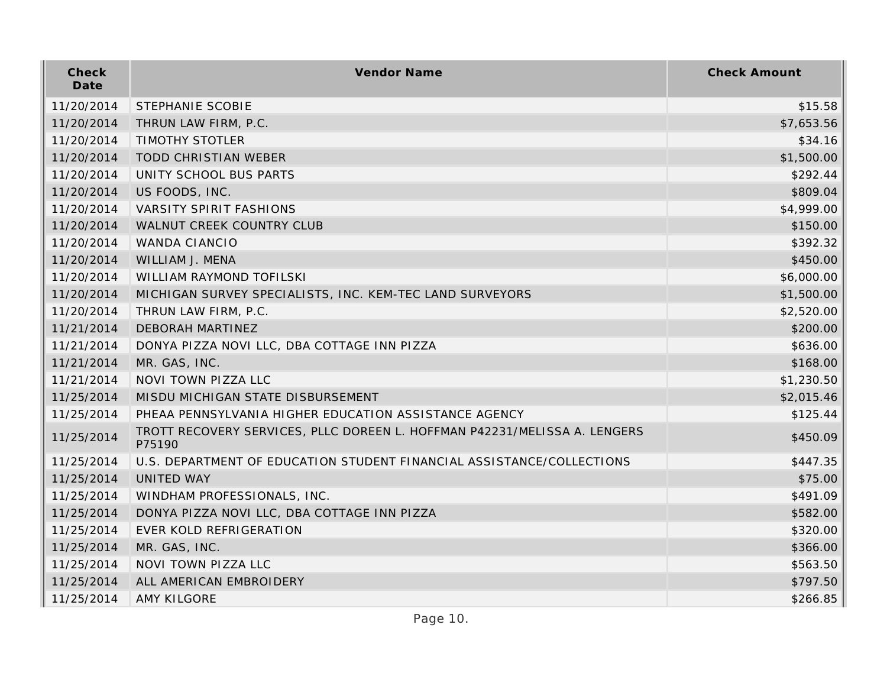| Check Date | Vendor Name | Check Amount |
| --- | --- | --- |
| 11/20/2014 | STEPHANIE SCOBIE | $15.58 |
| 11/20/2014 | THRUN LAW FIRM, P.C. | $7,653.56 |
| 11/20/2014 | TIMOTHY STOTLER | $34.16 |
| 11/20/2014 | TODD CHRISTIAN WEBER | $1,500.00 |
| 11/20/2014 | UNITY SCHOOL BUS PARTS | $292.44 |
| 11/20/2014 | US FOODS, INC. | $809.04 |
| 11/20/2014 | VARSITY SPIRIT FASHIONS | $4,999.00 |
| 11/20/2014 | WALNUT CREEK COUNTRY CLUB | $150.00 |
| 11/20/2014 | WANDA CIANCIO | $392.32 |
| 11/20/2014 | WILLIAM J. MENA | $450.00 |
| 11/20/2014 | WILLIAM RAYMOND TOFILSKI | $6,000.00 |
| 11/20/2014 | MICHIGAN SURVEY SPECIALISTS, INC. KEM-TEC LAND SURVEYORS | $1,500.00 |
| 11/20/2014 | THRUN LAW FIRM, P.C. | $2,520.00 |
| 11/21/2014 | DEBORAH MARTINEZ | $200.00 |
| 11/21/2014 | DONYA PIZZA NOVI LLC, DBA COTTAGE INN PIZZA | $636.00 |
| 11/21/2014 | MR. GAS, INC. | $168.00 |
| 11/21/2014 | NOVI TOWN PIZZA LLC | $1,230.50 |
| 11/25/2014 | MISDU MICHIGAN STATE DISBURSEMENT | $2,015.46 |
| 11/25/2014 | PHEAA PENNSYLVANIA HIGHER EDUCATION ASSISTANCE AGENCY | $125.44 |
| 11/25/2014 | TROTT RECOVERY SERVICES, PLLC DOREEN L. HOFFMAN P42231/MELISSA A. LENGERS P75190 | $450.09 |
| 11/25/2014 | U.S. DEPARTMENT OF EDUCATION STUDENT FINANCIAL ASSISTANCE/COLLECTIONS | $447.35 |
| 11/25/2014 | UNITED WAY | $75.00 |
| 11/25/2014 | WINDHAM PROFESSIONALS, INC. | $491.09 |
| 11/25/2014 | DONYA PIZZA NOVI LLC, DBA COTTAGE INN PIZZA | $582.00 |
| 11/25/2014 | EVER KOLD REFRIGERATION | $320.00 |
| 11/25/2014 | MR. GAS, INC. | $366.00 |
| 11/25/2014 | NOVI TOWN PIZZA LLC | $563.50 |
| 11/25/2014 | ALL AMERICAN EMBROIDERY | $797.50 |
| 11/25/2014 | AMY KILGORE | $266.85 |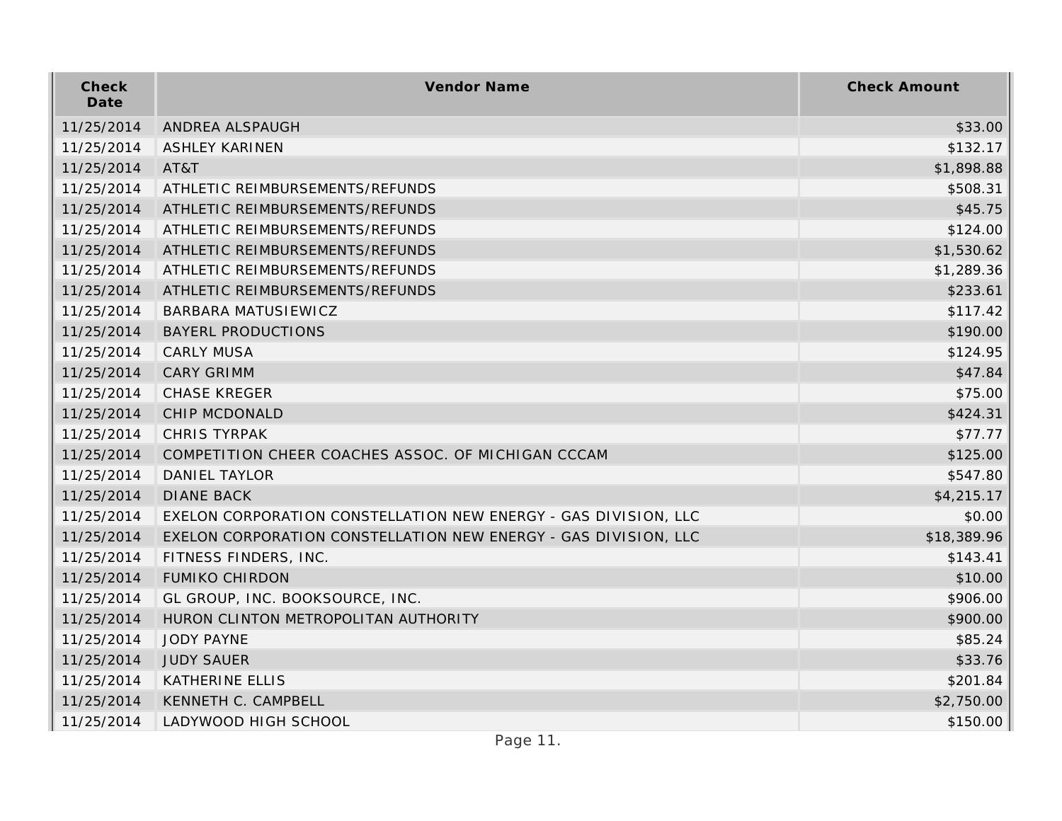| Check Date | Vendor Name | Check Amount |
|---|---|---|
| 11/25/2014 | ANDREA ALSPAUGH | $33.00 |
| 11/25/2014 | ASHLEY KARINEN | $132.17 |
| 11/25/2014 | AT&T | $1,898.88 |
| 11/25/2014 | ATHLETIC REIMBURSEMENTS/REFUNDS | $508.31 |
| 11/25/2014 | ATHLETIC REIMBURSEMENTS/REFUNDS | $45.75 |
| 11/25/2014 | ATHLETIC REIMBURSEMENTS/REFUNDS | $124.00 |
| 11/25/2014 | ATHLETIC REIMBURSEMENTS/REFUNDS | $1,530.62 |
| 11/25/2014 | ATHLETIC REIMBURSEMENTS/REFUNDS | $1,289.36 |
| 11/25/2014 | ATHLETIC REIMBURSEMENTS/REFUNDS | $233.61 |
| 11/25/2014 | BARBARA MATUSIEWICZ | $117.42 |
| 11/25/2014 | BAYERL PRODUCTIONS | $190.00 |
| 11/25/2014 | CARLY MUSA | $124.95 |
| 11/25/2014 | CARY GRIMM | $47.84 |
| 11/25/2014 | CHASE KREGER | $75.00 |
| 11/25/2014 | CHIP MCDONALD | $424.31 |
| 11/25/2014 | CHRIS TYRPAK | $77.77 |
| 11/25/2014 | COMPETITION CHEER COACHES ASSOC. OF MICHIGAN CCCAM | $125.00 |
| 11/25/2014 | DANIEL TAYLOR | $547.80 |
| 11/25/2014 | DIANE BACK | $4,215.17 |
| 11/25/2014 | EXELON CORPORATION CONSTELLATION NEW ENERGY - GAS DIVISION, LLC | $0.00 |
| 11/25/2014 | EXELON CORPORATION CONSTELLATION NEW ENERGY - GAS DIVISION, LLC | $18,389.96 |
| 11/25/2014 | FITNESS FINDERS, INC. | $143.41 |
| 11/25/2014 | FUMIKO CHIRDON | $10.00 |
| 11/25/2014 | GL GROUP, INC. BOOKSOURCE, INC. | $906.00 |
| 11/25/2014 | HURON CLINTON METROPOLITAN AUTHORITY | $900.00 |
| 11/25/2014 | JODY PAYNE | $85.24 |
| 11/25/2014 | JUDY SAUER | $33.76 |
| 11/25/2014 | KATHERINE ELLIS | $201.84 |
| 11/25/2014 | KENNETH C. CAMPBELL | $2,750.00 |
| 11/25/2014 | LADYWOOD HIGH SCHOOL | $150.00 |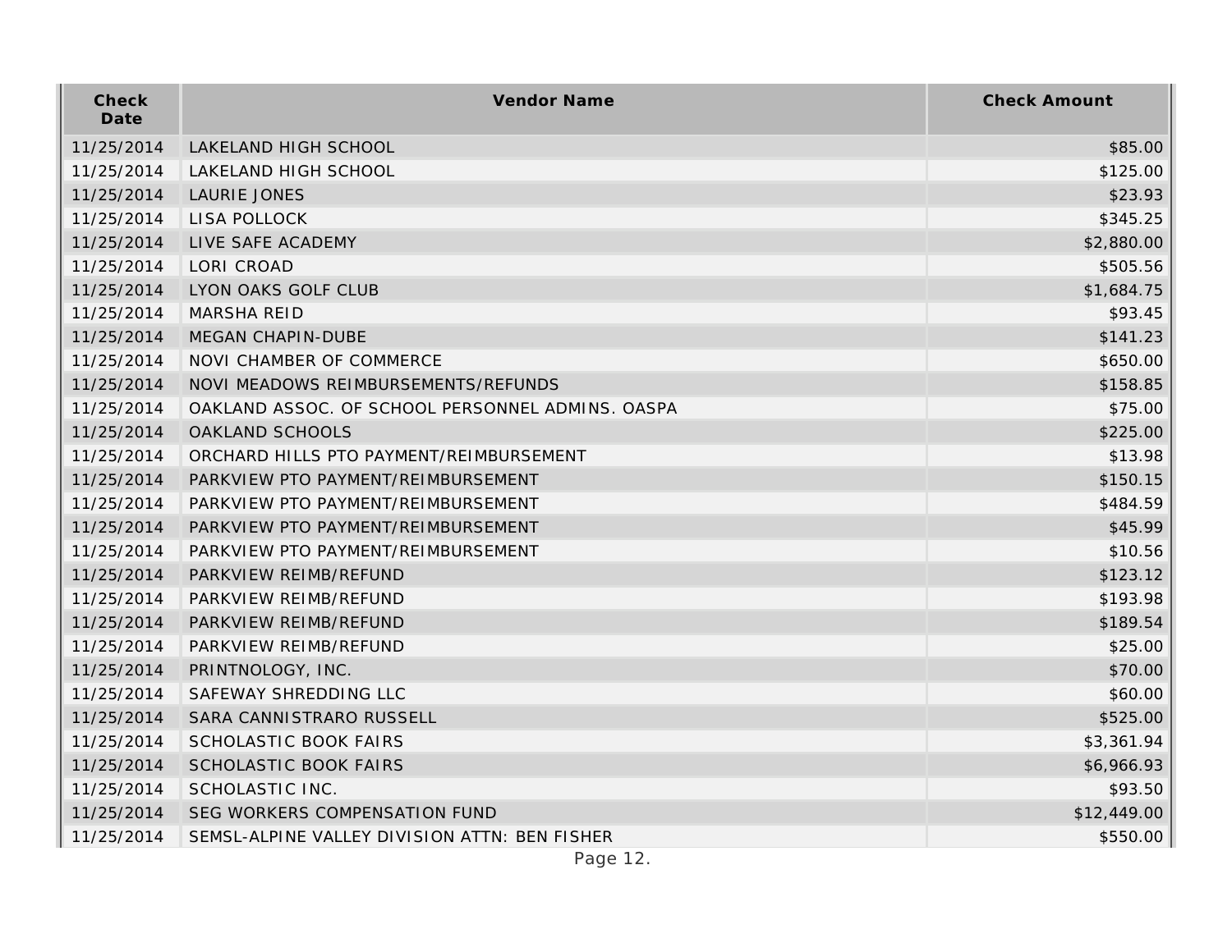| Check Date | Vendor Name | Check Amount |
| --- | --- | --- |
| 11/25/2014 | LAKELAND HIGH SCHOOL | $85.00 |
| 11/25/2014 | LAKELAND HIGH SCHOOL | $125.00 |
| 11/25/2014 | LAURIE JONES | $23.93 |
| 11/25/2014 | LISA POLLOCK | $345.25 |
| 11/25/2014 | LIVE SAFE ACADEMY | $2,880.00 |
| 11/25/2014 | LORI CROAD | $505.56 |
| 11/25/2014 | LYON OAKS GOLF CLUB | $1,684.75 |
| 11/25/2014 | MARSHA REID | $93.45 |
| 11/25/2014 | MEGAN CHAPIN-DUBE | $141.23 |
| 11/25/2014 | NOVI CHAMBER OF COMMERCE | $650.00 |
| 11/25/2014 | NOVI MEADOWS REIMBURSEMENTS/REFUNDS | $158.85 |
| 11/25/2014 | OAKLAND ASSOC. OF SCHOOL PERSONNEL ADMINS. OASPA | $75.00 |
| 11/25/2014 | OAKLAND SCHOOLS | $225.00 |
| 11/25/2014 | ORCHARD HILLS PTO PAYMENT/REIMBURSEMENT | $13.98 |
| 11/25/2014 | PARKVIEW PTO PAYMENT/REIMBURSEMENT | $150.15 |
| 11/25/2014 | PARKVIEW PTO PAYMENT/REIMBURSEMENT | $484.59 |
| 11/25/2014 | PARKVIEW PTO PAYMENT/REIMBURSEMENT | $45.99 |
| 11/25/2014 | PARKVIEW PTO PAYMENT/REIMBURSEMENT | $10.56 |
| 11/25/2014 | PARKVIEW REIMB/REFUND | $123.12 |
| 11/25/2014 | PARKVIEW REIMB/REFUND | $193.98 |
| 11/25/2014 | PARKVIEW REIMB/REFUND | $189.54 |
| 11/25/2014 | PARKVIEW REIMB/REFUND | $25.00 |
| 11/25/2014 | PRINTNOLOGY, INC. | $70.00 |
| 11/25/2014 | SAFEWAY SHREDDING LLC | $60.00 |
| 11/25/2014 | SARA CANNISTRARO RUSSELL | $525.00 |
| 11/25/2014 | SCHOLASTIC BOOK FAIRS | $3,361.94 |
| 11/25/2014 | SCHOLASTIC BOOK FAIRS | $6,966.93 |
| 11/25/2014 | SCHOLASTIC INC. | $93.50 |
| 11/25/2014 | SEG WORKERS COMPENSATION FUND | $12,449.00 |
| 11/25/2014 | SEMSL-ALPINE VALLEY DIVISION ATTN: BEN FISHER | $550.00 |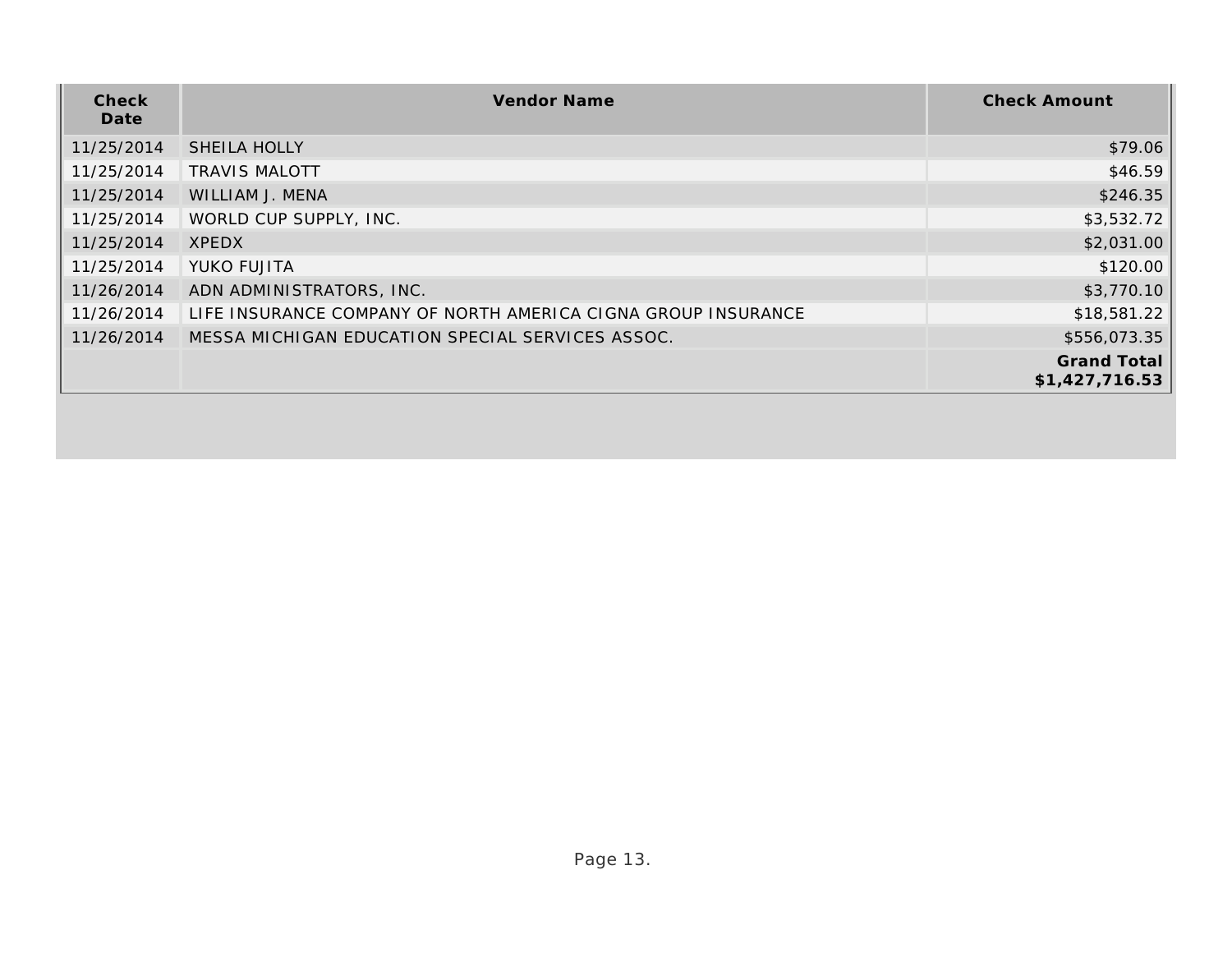| Check Date | Vendor Name | Check Amount |
|---|---|---|
| 11/25/2014 | SHEILA HOLLY | $79.06 |
| 11/25/2014 | TRAVIS MALOTT | $46.59 |
| 11/25/2014 | WILLIAM J. MENA | $246.35 |
| 11/25/2014 | WORLD CUP SUPPLY, INC. | $3,532.72 |
| 11/25/2014 | XPEDX | $2,031.00 |
| 11/25/2014 | YUKO FUJITA | $120.00 |
| 11/26/2014 | ADN ADMINISTRATORS, INC. | $3,770.10 |
| 11/26/2014 | LIFE INSURANCE COMPANY OF NORTH AMERICA CIGNA GROUP INSURANCE | $18,581.22 |
| 11/26/2014 | MESSA MICHIGAN EDUCATION SPECIAL SERVICES ASSOC. | $556,073.35 |
| | | **Grand Total $1,427,716.53** |